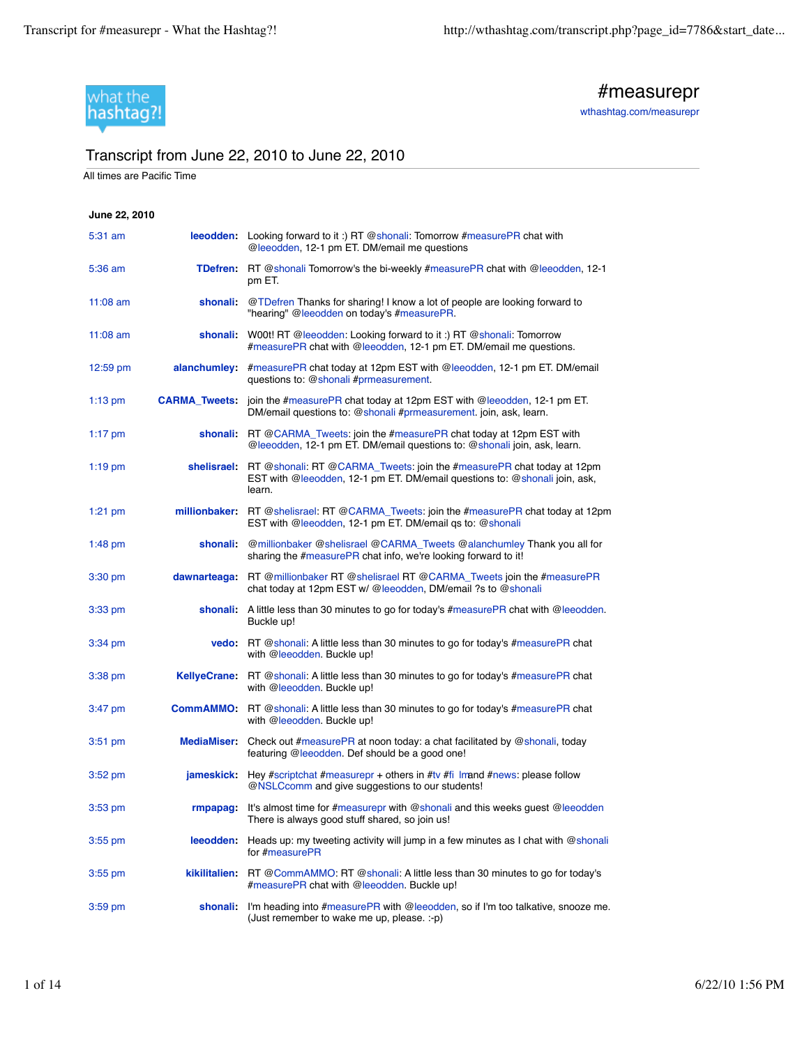what the hashtag?!

# #measurepr

wthashtag.com/measurepr

## Transcript from June 22, 2010 to June 22, 2010

All times are Pacific Time

**June 22, 2010**

| Time | User | Tweet |
|---|---|---|
| 5:31 am | **leeodden:** | Looking forward to it :) RT @shonali: Tomorrow #measurePR chat with @leeodden, 12-1 pm ET. DM/email me questions |
| 5:36 am | **TDefren:** | RT @shonali Tomorrow's the bi-weekly #measurePR chat with @leeodden, 12-1 pm ET. |
| 11:08 am | **shonali:** | @TDefren Thanks for sharing! I know a lot of people are looking forward to "hearing" @leeodden on today's #measurePR. |
| 11:08 am | **shonali:** | W00t! RT @leeodden: Looking forward to it :) RT @shonali: Tomorrow #measurePR chat with @leeodden, 12-1 pm ET. DM/email me questions. |
| 12:59 pm | **alanchumley:** | #measurePR chat today at 12pm EST with @leeodden, 12-1 pm ET. DM/email questions to: @shonali #prmeasurement. |
| 1:13 pm | **CARMA_Tweets:** | join the #measurePR chat today at 12pm EST with @leeodden, 12-1 pm ET. DM/email questions to: @shonali #prmeasurement. join, ask, learn. |
| 1:17 pm | **shonali:** | RT @CARMA_Tweets: join the #measurePR chat today at 12pm EST with @leeodden, 12-1 pm ET. DM/email questions to: @shonali join, ask, learn. |
| 1:19 pm | **shelisrael:** | RT @shonali: RT @CARMA_Tweets: join the #measurePR chat today at 12pm EST with @leeodden, 12-1 pm ET. DM/email questions to: @shonali join, ask, learn. |
| 1:21 pm | **millionbaker:** | RT @shelisrael: RT @CARMA_Tweets: join the #measurePR chat today at 12pm EST with @leeodden, 12-1 pm ET. DM/email qs to: @shonali |
| 1:48 pm | **shonali:** | @millionbaker @shelisrael @CARMA_Tweets @alanchumley Thank you all for sharing the #measurePR chat info, we're looking forward to it! |
| 3:30 pm | **dawnarteaga:** | RT @millionbaker RT @shelisrael RT @CARMA_Tweets join the #measurePR chat today at 12pm EST w/ @leeodden, DM/email ?s to @shonali |
| 3:33 pm | **shonali:** | A little less than 30 minutes to go for today's #measurePR chat with @leeodden. Buckle up! |
| 3:34 pm | **vedo:** | RT @shonali: A little less than 30 minutes to go for today's #measurePR chat with @leeodden. Buckle up! |
| 3:38 pm | **KellyeCrane:** | RT @shonali: A little less than 30 minutes to go for today's #measurePR chat with @leeodden. Buckle up! |
| 3:47 pm | **CommAMMO:** | RT @shonali: A little less than 30 minutes to go for today's #measurePR chat with @leeodden. Buckle up! |
| 3:51 pm | **MediaMiser:** | Check out #measurePR at noon today: a chat facilitated by @shonali, today featuring @leeodden. Def should be a good one! |
| 3:52 pm | **jameskick:** | Hey #scriptchat #measurepr + others in #tv #fi lmand #news: please follow @NSLCcomm and give suggestions to our students! |
| 3:53 pm | **rmpapag:** | It's almost time for #measurepr with @shonali and this weeks guest @leeodden There is always good stuff shared, so join us! |
| 3:55 pm | **leeodden:** | Heads up: my tweeting activity will jump in a few minutes as I chat with @shonali for #measurePR |
| 3:55 pm | **kikilitalien:** | RT @CommAMMO: RT @shonali: A little less than 30 minutes to go for today's #measurePR chat with @leeodden. Buckle up! |
| 3:59 pm | **shonali:** | I'm heading into #measurePR with @leeodden, so if I'm too talkative, snooze me. (Just remember to wake me up, please. :-p) |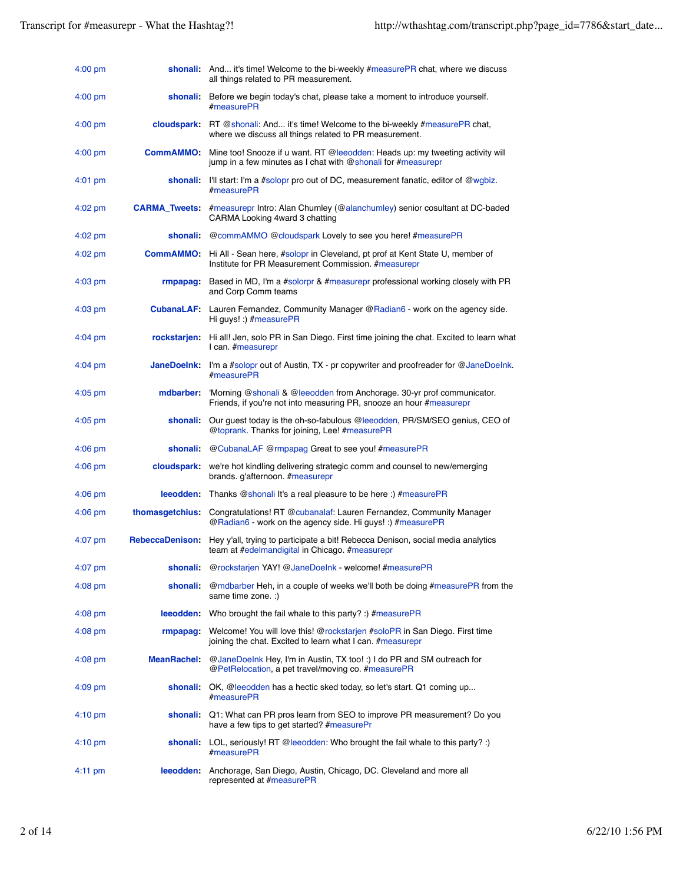| | | |
|---|---|---|
| 4:00 pm | **shonali:** | And... it's time! Welcome to the bi-weekly #measurePR chat, where we discuss all things related to PR measurement. |
| 4:00 pm | **shonali:** | Before we begin today's chat, please take a moment to introduce yourself. #measurePR |
| 4:00 pm | **cloudspark:** | RT @shonali: And... it's time! Welcome to the bi-weekly #measurePR chat, where we discuss all things related to PR measurement. |
| 4:00 pm | **CommAMMO:** | Mine too! Snooze if u want. RT @leeodden: Heads up: my tweeting activity will jump in a few minutes as I chat with @shonali for #measurepr |
| 4:01 pm | **shonali:** | I'll start: I'm a #solopr pro out of DC, measurement fanatic, editor of @wgbiz. #measurePR |
| 4:02 pm | **CARMA_Tweets:** | #measurepr Intro: Alan Chumley (@alanchumley) senior cosultant at DC-baded CARMA Looking 4ward 3 chatting |
| 4:02 pm | **shonali:** | @commAMMO @cloudspark Lovely to see you here! #measurePR |
| 4:02 pm | **CommAMMO:** | Hi All - Sean here, #solopr in Cleveland, pt prof at Kent State U, member of Institute for PR Measurement Commission. #measurepr |
| 4:03 pm | **rmpapag:** | Based in MD, I'm a #solorpr & #measurepr professional working closely with PR and Corp Comm teams |
| 4:03 pm | **CubanaLAF:** | Lauren Fernandez, Community Manager @Radian6 - work on the agency side. Hi guys! :) #measurePR |
| 4:04 pm | **rockstarjen:** | Hi all! Jen, solo PR in San Diego. First time joining the chat. Excited to learn what I can. #measurepr |
| 4:04 pm | **JaneDoeInk:** | I'm a #solopr out of Austin, TX - pr copywriter and proofreader for @JaneDoeInk. #measurePR |
| 4:05 pm | **mdbarber:** | 'Morning @shonali & @leeodden from Anchorage. 30-yr prof communicator. Friends, if you're not into measuring PR, snooze an hour #measurepr |
| 4:05 pm | **shonali:** | Our guest today is the oh-so-fabulous @leeodden, PR/SM/SEO genius, CEO of @toprank. Thanks for joining, Lee! #measurePR |
| 4:06 pm | **shonali:** | @CubanaLAF @rmpapag Great to see you! #measurePR |
| 4:06 pm | **cloudspark:** | we're hot kindling delivering strategic comm and counsel to new/emerging brands. g'afternoon. #measurepr |
| 4:06 pm | **leeodden:** | Thanks @shonali It's a real pleasure to be here :) #measurePR |
| 4:06 pm | **thomasgetchius:** | Congratulations! RT @cubanalaf: Lauren Fernandez, Community Manager @Radian6 - work on the agency side. Hi guys! :) #measurePR |
| 4:07 pm | **RebeccaDenison:** | Hey y'all, trying to participate a bit! Rebecca Denison, social media analytics team at #edelmandigital in Chicago. #measurepr |
| 4:07 pm | **shonali:** | @rockstarjen YAY! @JaneDoeInk - welcome! #measurePR |
| 4:08 pm | **shonali:** | @mdbarber Heh, in a couple of weeks we'll both be doing #measurePR from the same time zone. :) |
| 4:08 pm | **leeodden:** | Who brought the fail whale to this party? :) #measurePR |
| 4:08 pm | **rmpapag:** | Welcome! You will love this! @rockstarjen #soloPR in San Diego. First time joining the chat. Excited to learn what I can. #measurepr |
| 4:08 pm | **MeanRachel:** | @JaneDoeInk Hey, I'm in Austin, TX too! :) I do PR and SM outreach for @PetRelocation, a pet travel/moving co. #measurePR |
| 4:09 pm | **shonali:** | OK, @leeodden has a hectic sked today, so let's start. Q1 coming up... #measurePR |
| 4:10 pm | **shonali:** | Q1: What can PR pros learn from SEO to improve PR measurement? Do you have a few tips to get started? #measurePr |
| 4:10 pm | **shonali:** | LOL, seriously! RT @leeodden: Who brought the fail whale to this party? :) #measurePR |
| 4:11 pm | **leeodden:** | Anchorage, San Diego, Austin, Chicago, DC. Cleveland and more all represented at #measurePR |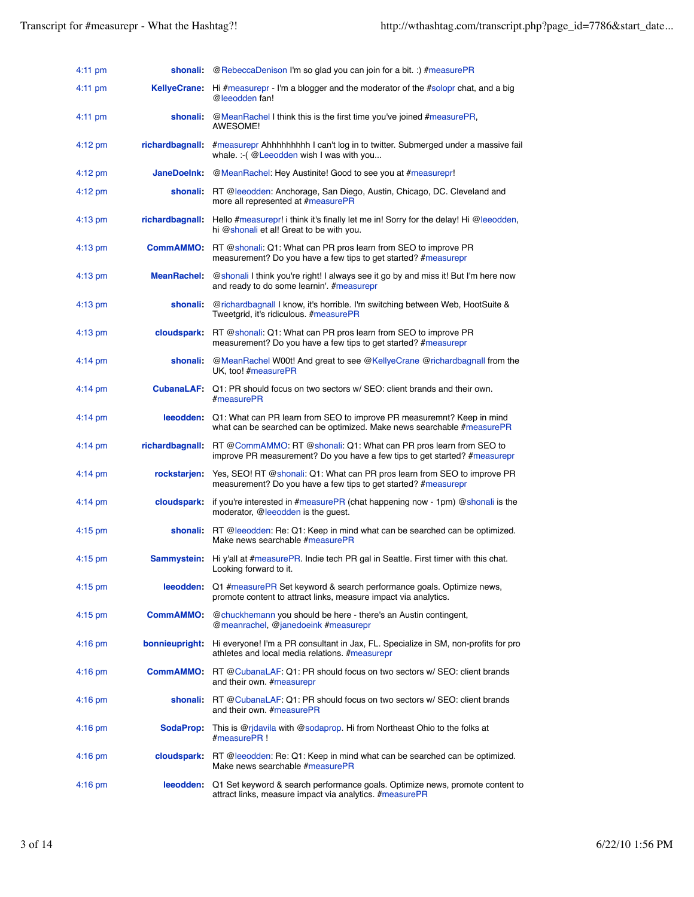| | | |
|---|---|---|
| 4:11 pm | **shonali:** | @RebeccaDenison I'm so glad you can join for a bit. :) #measurePR |
| 4:11 pm | **KellyeCrane:** | Hi #measurepr - I'm a blogger and the moderator of the #solopr chat, and a big @leeodden fan! |
| 4:11 pm | **shonali:** | @MeanRachel I think this is the first time you've joined #measurePR, AWESOME! |
| 4:12 pm | **richardbagnall:** | #measurepr Ahhhhhhhhh I can't log in to twitter. Submerged under a massive fail whale. :-( @Leeodden wish I was with you... |
| 4:12 pm | **JaneDoeInk:** | @MeanRachel: Hey Austinite! Good to see you at #measurepr! |
| 4:12 pm | **shonali:** | RT @leeodden: Anchorage, San Diego, Austin, Chicago, DC. Cleveland and more all represented at #measurePR |
| 4:13 pm | **richardbagnall:** | Hello #measurepr! i think it's finally let me in! Sorry for the delay! Hi @leeodden, hi @shonali et al! Great to be with you. |
| 4:13 pm | **CommAMMO:** | RT @shonali: Q1: What can PR pros learn from SEO to improve PR measurement? Do you have a few tips to get started? #measurepr |
| 4:13 pm | **MeanRachel:** | @shonali I think you're right! I always see it go by and miss it! But I'm here now and ready to do some learnin'. #measurepr |
| 4:13 pm | **shonali:** | @richardbagnall I know, it's horrible. I'm switching between Web, HootSuite & Tweetgrid, it's ridiculous. #measurePR |
| 4:13 pm | **cloudspark:** | RT @shonali: Q1: What can PR pros learn from SEO to improve PR measurement? Do you have a few tips to get started? #measurepr |
| 4:14 pm | **shonali:** | @MeanRachel W00t! And great to see @KellyeCrane @richardbagnall from the UK, too! #measurePR |
| 4:14 pm | **CubanaLAF:** | Q1: PR should focus on two sectors w/ SEO: client brands and their own. #measurePR |
| 4:14 pm | **leeodden:** | Q1: What can PR learn from SEO to improve PR measuremnt? Keep in mind what can be searched can be optimized. Make news searchable #measurePR |
| 4:14 pm | **richardbagnall:** | RT @CommAMMO: RT @shonali: Q1: What can PR pros learn from SEO to improve PR measurement? Do you have a few tips to get started? #measurepr |
| 4:14 pm | **rockstarjen:** | Yes, SEO! RT @shonali: Q1: What can PR pros learn from SEO to improve PR measurement? Do you have a few tips to get started? #measurepr |
| 4:14 pm | **cloudspark:** | if you're interested in #measurePR (chat happening now - 1pm) @shonali is the moderator, @leeodden is the guest. |
| 4:15 pm | **shonali:** | RT @leeodden: Re: Q1: Keep in mind what can be searched can be optimized. Make news searchable #measurePR |
| 4:15 pm | **Sammystein:** | Hi y'all at #measurePR. Indie tech PR gal in Seattle. First timer with this chat. Looking forward to it. |
| 4:15 pm | **leeodden:** | Q1 #measurePR Set keyword & search performance goals. Optimize news, promote content to attract links, measure impact via analytics. |
| 4:15 pm | **CommAMMO:** | @chuckhemann you should be here - there's an Austin contingent, @meanrachel, @janedoeink #measurepr |
| 4:16 pm | **bonnieupright:** | Hi everyone! I'm a PR consultant in Jax, FL. Specialize in SM, non-profits for pro athletes and local media relations. #measurepr |
| 4:16 pm | **CommAMMO:** | RT @CubanaLAF: Q1: PR should focus on two sectors w/ SEO: client brands and their own. #measurepr |
| 4:16 pm | **shonali:** | RT @CubanaLAF: Q1: PR should focus on two sectors w/ SEO: client brands and their own. #measurePR |
| 4:16 pm | **SodaProp:** | This is @rjdavila with @sodaprop. Hi from Northeast Ohio to the folks at #measurePR ! |
| 4:16 pm | **cloudspark:** | RT @leeodden: Re: Q1: Keep in mind what can be searched can be optimized. Make news searchable #measurePR |
| 4:16 pm | **leeodden:** | Q1 Set keyword & search performance goals. Optimize news, promote content to attract links, measure impact via analytics. #measurePR |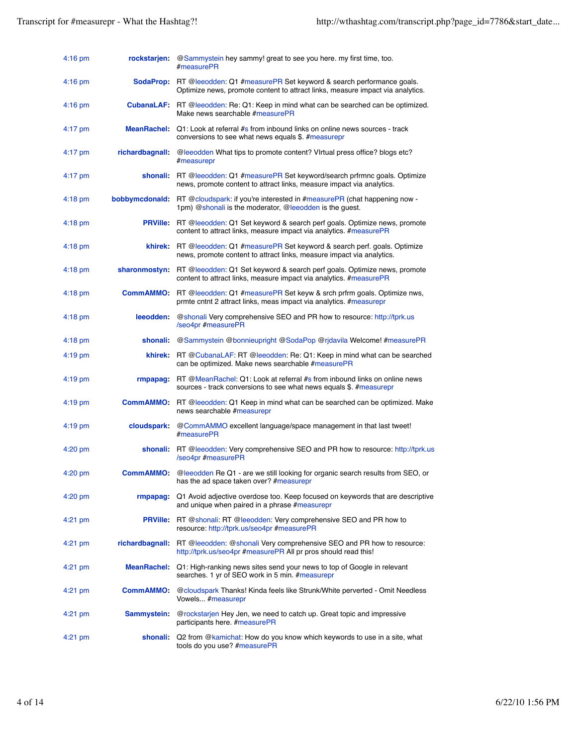| Time | User | Message |
|---|---|---|
| 4:16 pm | rockstarjen: | @Sammystein hey sammy! great to see you here. my first time, too. #measurePR |
| 4:16 pm | SodaProp: | RT @leeodden: Q1 #measurePR Set keyword & search performance goals. Optimize news, promote content to attract links, measure impact via analytics. |
| 4:16 pm | CubanaLAF: | RT @leeodden: Re: Q1: Keep in mind what can be searched can be optimized. Make news searchable #measurePR |
| 4:17 pm | MeanRachel: | Q1: Look at referral #s from inbound links on online news sources - track conversions to see what news equals $. #measurepr |
| 4:17 pm | richardbagnall: | @leeodden What tips to promote content? VIrtual press office? blogs etc? #measurepr |
| 4:17 pm | shonali: | RT @leeodden: Q1 #measurePR Set keyword/search prfrmnc goals. Optimize news, promote content to attract links, measure impact via analytics. |
| 4:18 pm | bobbymcdonald: | RT @cloudspark: if you're interested in #measurePR (chat happening now - 1pm) @shonali is the moderator, @leeodden is the guest. |
| 4:18 pm | PRVille: | RT @leeodden: Q1 Set keyword & search perf goals. Optimize news, promote content to attract links, measure impact via analytics. #measurePR |
| 4:18 pm | khirek: | RT @leeodden: Q1 #measurePR Set keyword & search perf. goals. Optimize news, promote content to attract links, measure impact via analytics. |
| 4:18 pm | sharonmostyn: | RT @leeodden: Q1 Set keyword & search perf goals. Optimize news, promote content to attract links, measure impact via analytics. #measurePR |
| 4:18 pm | CommAMMO: | RT @leeodden: Q1 #measurePR Set keyw & srch prfrm goals. Optimize nws, prmte cntnt 2 attract links, meas impact via analytics. #measurepr |
| 4:18 pm | leeodden: | @shonali Very comprehensive SEO and PR how to resource: http://tprk.us/seo4pr #measurePR |
| 4:18 pm | shonali: | @Sammystein @bonnieupright @SodaPop @rjdavila Welcome! #measurePR |
| 4:19 pm | khirek: | RT @CubanaLAF: RT @leeodden: Re: Q1: Keep in mind what can be searched can be optimized. Make news searchable #measurePR |
| 4:19 pm | rmpapag: | RT @MeanRachel: Q1: Look at referral #s from inbound links on online news sources - track conversions to see what news equals $. #measurepr |
| 4:19 pm | CommAMMO: | RT @leeodden: Q1 Keep in mind what can be searched can be optimized. Make news searchable #measurepr |
| 4:19 pm | cloudspark: | @CommAMMO excellent language/space management in that last tweet! #measurePR |
| 4:20 pm | shonali: | RT @leeodden: Very comprehensive SEO and PR how to resource: http://tprk.us/seo4pr #measurePR |
| 4:20 pm | CommAMMO: | @leeodden Re Q1 - are we still looking for organic search results from SEO, or has the ad space taken over? #measurepr |
| 4:20 pm | rmpapag: | Q1 Avoid adjective overdose too. Keep focused on keywords that are descriptive and unique when paired in a phrase #measurepr |
| 4:21 pm | PRVille: | RT @shonali: RT @leeodden: Very comprehensive SEO and PR how to resource: http://tprk.us/seo4pr #measurePR |
| 4:21 pm | richardbagnall: | RT @leeodden: @shonali Very comprehensive SEO and PR how to resource: http://tprk.us/seo4pr #measurePR All pr pros should read this! |
| 4:21 pm | MeanRachel: | Q1: High-ranking news sites send your news to top of Google in relevant searches. 1 yr of SEO work in 5 min. #measurepr |
| 4:21 pm | CommAMMO: | @cloudspark Thanks! Kinda feels like Strunk/White perverted - Omit Needless Vowels... #measurepr |
| 4:21 pm | Sammystein: | @rockstarjen Hey Jen, we need to catch up. Great topic and impressive participants here. #measurePR |
| 4:21 pm | shonali: | Q2 from @kamichat: How do you know which keywords to use in a site, what tools do you use? #measurePR |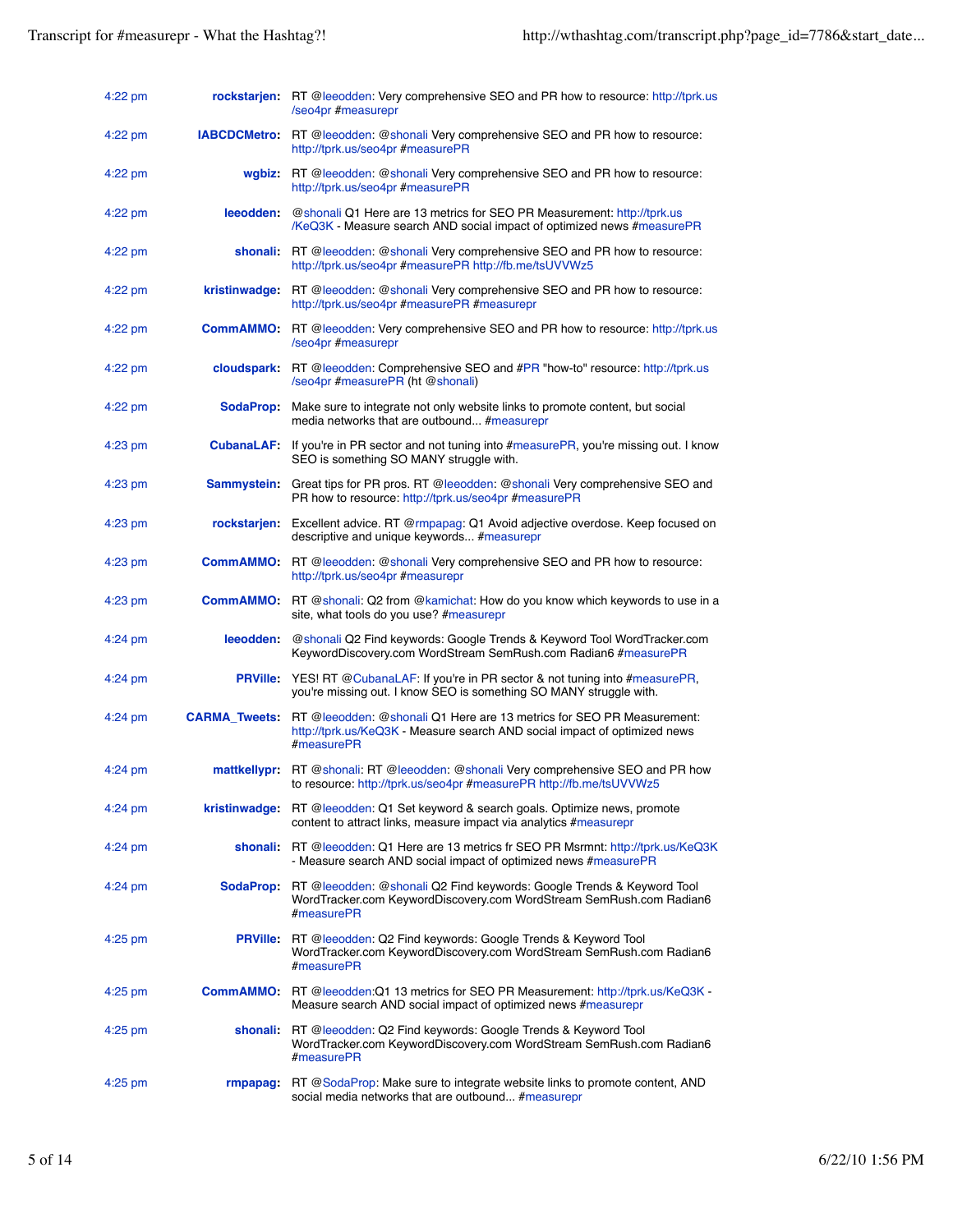| | | |
|---|---|---|
| 4:22 pm | **rockstarjen:** | RT @leeodden: Very comprehensive SEO and PR how to resource: http://tprk.us/seo4pr #measurepr |
| 4:22 pm | **IABCDCMetro:** | RT @leeodden: @shonali Very comprehensive SEO and PR how to resource: http://tprk.us/seo4pr #measurePR |
| 4:22 pm | **wgbiz:** | RT @leeodden: @shonali Very comprehensive SEO and PR how to resource: http://tprk.us/seo4pr #measurePR |
| 4:22 pm | **leeodden:** | @shonali Q1 Here are 13 metrics for SEO PR Measurement: http://tprk.us/KeQ3K - Measure search AND social impact of optimized news #measurePR |
| 4:22 pm | **shonali:** | RT @leeodden: @shonali Very comprehensive SEO and PR how to resource: http://tprk.us/seo4pr #measurePR http://fb.me/tsUVVWz5 |
| 4:22 pm | **kristinwadge:** | RT @leeodden: @shonali Very comprehensive SEO and PR how to resource: http://tprk.us/seo4pr #measurePR #measurepr |
| 4:22 pm | **CommAMMO:** | RT @leeodden: Very comprehensive SEO and PR how to resource: http://tprk.us/seo4pr #measurepr |
| 4:22 pm | **cloudspark:** | RT @leeodden: Comprehensive SEO and #PR "how-to" resource: http://tprk.us/seo4pr #measurePR (ht @shonali) |
| 4:22 pm | **SodaProp:** | Make sure to integrate not only website links to promote content, but social media networks that are outbound... #measurepr |
| 4:23 pm | **CubanaLAF:** | If you're in PR sector and not tuning into #measurePR, you're missing out. I know SEO is something SO MANY struggle with. |
| 4:23 pm | **Sammystein:** | Great tips for PR pros. RT @leeodden: @shonali Very comprehensive SEO and PR how to resource: http://tprk.us/seo4pr #measurePR |
| 4:23 pm | **rockstarjen:** | Excellent advice. RT @rmpapag: Q1 Avoid adjective overdose. Keep focused on descriptive and unique keywords... #measurepr |
| 4:23 pm | **CommAMMO:** | RT @leeodden: @shonali Very comprehensive SEO and PR how to resource: http://tprk.us/seo4pr #measurepr |
| 4:23 pm | **CommAMMO:** | RT @shonali: Q2 from @kamichat: How do you know which keywords to use in a site, what tools do you use? #measurepr |
| 4:24 pm | **leeodden:** | @shonali Q2 Find keywords: Google Trends & Keyword Tool WordTracker.com KeywordDiscovery.com WordStream SemRush.com Radian6 #measurePR |
| 4:24 pm | **PRVille:** | YES! RT @CubanaLAF: If you're in PR sector & not tuning into #measurePR, you're missing out. I know SEO is something SO MANY struggle with. |
| 4:24 pm | **CARMA_Tweets:** | RT @leeodden: @shonali Q1 Here are 13 metrics for SEO PR Measurement: http://tprk.us/KeQ3K - Measure search AND social impact of optimized news #measurePR |
| 4:24 pm | **mattkellypr:** | RT @shonali: RT @leeodden: @shonali Very comprehensive SEO and PR how to resource: http://tprk.us/seo4pr #measurePR http://fb.me/tsUVVWz5 |
| 4:24 pm | **kristinwadge:** | RT @leeodden: Q1 Set keyword & search goals. Optimize news, promote content to attract links, measure impact via analytics #measurepr |
| 4:24 pm | **shonali:** | RT @leeodden: Q1 Here are 13 metrics fr SEO PR Msrmnt: http://tprk.us/KeQ3K - Measure search AND social impact of optimized news #measurePR |
| 4:24 pm | **SodaProp:** | RT @leeodden: @shonali Q2 Find keywords: Google Trends & Keyword Tool WordTracker.com KeywordDiscovery.com WordStream SemRush.com Radian6 #measurePR |
| 4:25 pm | **PRVille:** | RT @leeodden: Q2 Find keywords: Google Trends & Keyword Tool WordTracker.com KeywordDiscovery.com WordStream SemRush.com Radian6 #measurePR |
| 4:25 pm | **CommAMMO:** | RT @leeodden:Q1 13 metrics for SEO PR Measurement: http://tprk.us/KeQ3K - Measure search AND social impact of optimized news #measurepr |
| 4:25 pm | **shonali:** | RT @leeodden: Q2 Find keywords: Google Trends & Keyword Tool WordTracker.com KeywordDiscovery.com WordStream SemRush.com Radian6 #measurePR |
| 4:25 pm | **rmpapag:** | RT @SodaProp: Make sure to integrate website links to promote content, AND social media networks that are outbound... #measurepr |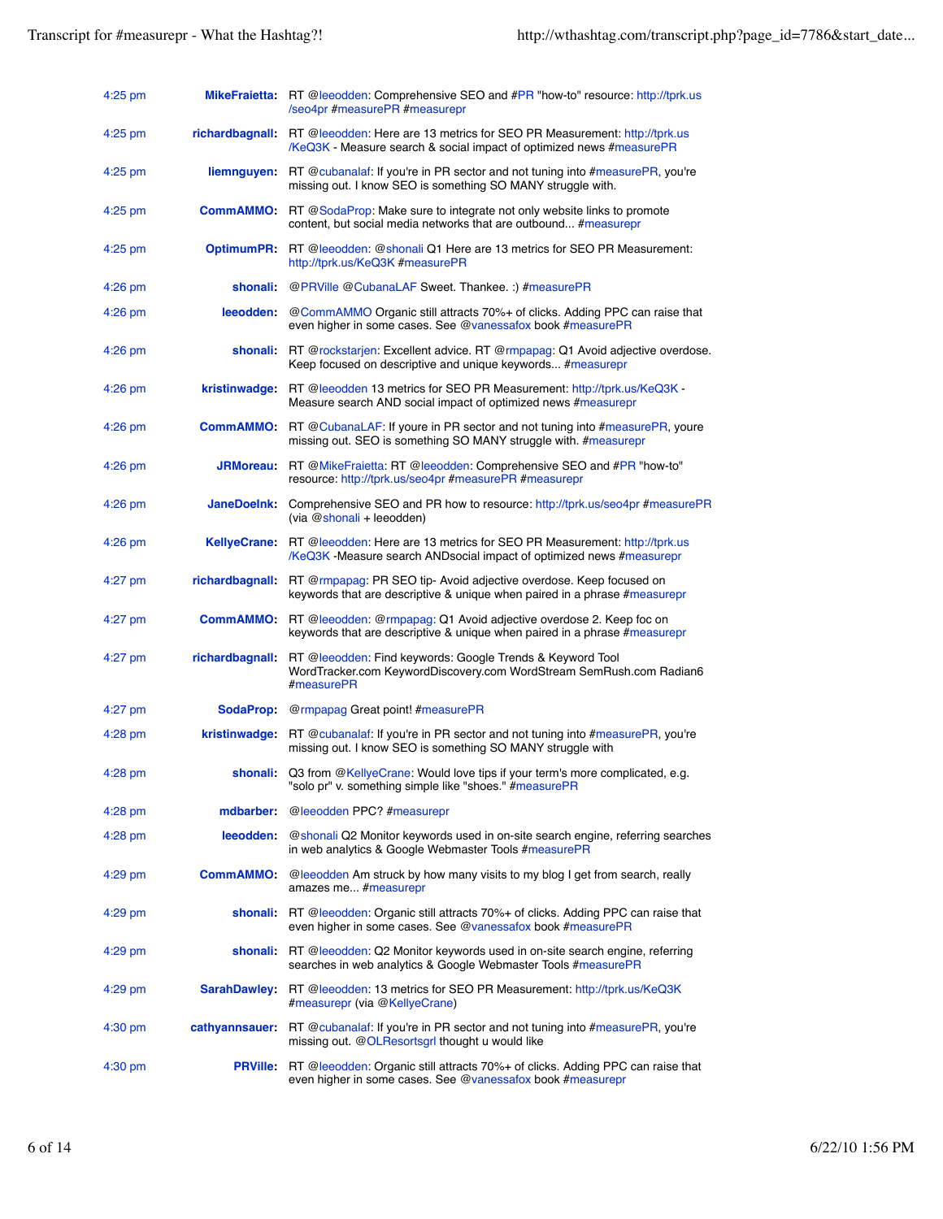| Time | User | Tweet |
|---|---|---|
| 4:25 pm | MikeFraietta: | RT @leeodden: Comprehensive SEO and #PR "how-to" resource: http://tprk.us/seo4pr #measurePR #measurepr |
| 4:25 pm | richardbagnall: | RT @leeodden: Here are 13 metrics for SEO PR Measurement: http://tprk.us/KeQ3K - Measure search & social impact of optimized news #measurePR |
| 4:25 pm | liemnguyen: | RT @cubanalaf: If you're in PR sector and not tuning into #measurePR, you're missing out. I know SEO is something SO MANY struggle with. |
| 4:25 pm | CommAMMO: | RT @SodaProp: Make sure to integrate not only website links to promote content, but social media networks that are outbound... #measurepr |
| 4:25 pm | OptimumPR: | RT @leeodden: @shonali Q1 Here are 13 metrics for SEO PR Measurement: http://tprk.us/KeQ3K #measurePR |
| 4:26 pm | shonali: | @PRVille @CubanaLAF Sweet. Thankee. :) #measurePR |
| 4:26 pm | leeodden: | @CommAMMO Organic still attracts 70%+ of clicks. Adding PPC can raise that even higher in some cases. See @vanessafox book #measurePR |
| 4:26 pm | shonali: | RT @rockstarjen: Excellent advice. RT @rmpapag: Q1 Avoid adjective overdose. Keep focused on descriptive and unique keywords... #measurepr |
| 4:26 pm | kristinwadge: | RT @leeodden 13 metrics for SEO PR Measurement: http://tprk.us/KeQ3K - Measure search AND social impact of optimized news #measurepr |
| 4:26 pm | CommAMMO: | RT @CubanaLAF: If youre in PR sector and not tuning into #measurePR, youre missing out. SEO is something SO MANY struggle with. #measurepr |
| 4:26 pm | JRMoreau: | RT @MikeFraietta: RT @leeodden: Comprehensive SEO and #PR "how-to" resource: http://tprk.us/seo4pr #measurePR #measurepr |
| 4:26 pm | JaneDoeInk: | Comprehensive SEO and PR how to resource: http://tprk.us/seo4pr #measurePR (via @shonali + leeodden) |
| 4:26 pm | KellyeCrane: | RT @leeodden: Here are 13 metrics for SEO PR Measurement: http://tprk.us/KeQ3K -Measure search ANDsocial impact of optimized news #measurepr |
| 4:27 pm | richardbagnall: | RT @rmpapag: PR SEO tip- Avoid adjective overdose. Keep focused on keywords that are descriptive & unique when paired in a phrase #measurepr |
| 4:27 pm | CommAMMO: | RT @leeodden: @rmpapag: Q1 Avoid adjective overdose 2. Keep foc on keywords that are descriptive & unique when paired in a phrase #measurepr |
| 4:27 pm | richardbagnall: | RT @leeodden: Find keywords: Google Trends & Keyword Tool WordTracker.com KeywordDiscovery.com WordStream SemRush.com Radian6 #measurePR |
| 4:27 pm | SodaProp: | @rmpapag Great point! #measurePR |
| 4:28 pm | kristinwadge: | RT @cubanalaf: If you're in PR sector and not tuning into #measurePR, you're missing out. I know SEO is something SO MANY struggle with |
| 4:28 pm | shonali: | Q3 from @KellyeCrane: Would love tips if your term's more complicated, e.g. "solo pr" v. something simple like "shoes." #measurePR |
| 4:28 pm | mdbarber: | @leeodden PPC? #measurepr |
| 4:28 pm | leeodden: | @shonali Q2 Monitor keywords used in on-site search engine, referring searches in web analytics & Google Webmaster Tools #measurePR |
| 4:29 pm | CommAMMO: | @leeodden Am struck by how many visits to my blog I get from search, really amazes me... #measurepr |
| 4:29 pm | shonali: | RT @leeodden: Organic still attracts 70%+ of clicks. Adding PPC can raise that even higher in some cases. See @vanessafox book #measurePR |
| 4:29 pm | shonali: | RT @leeodden: Q2 Monitor keywords used in on-site search engine, referring searches in web analytics & Google Webmaster Tools #measurePR |
| 4:29 pm | SarahDawley: | RT @leeodden: 13 metrics for SEO PR Measurement: http://tprk.us/KeQ3K #measurepr (via @KellyeCrane) |
| 4:30 pm | cathyannsauer: | RT @cubanalaf: If you're in PR sector and not tuning into #measurePR, you're missing out. @OLResortsgrl thought u would like |
| 4:30 pm | PRVille: | RT @leeodden: Organic still attracts 70%+ of clicks. Adding PPC can raise that even higher in some cases. See @vanessafox book #measurepr |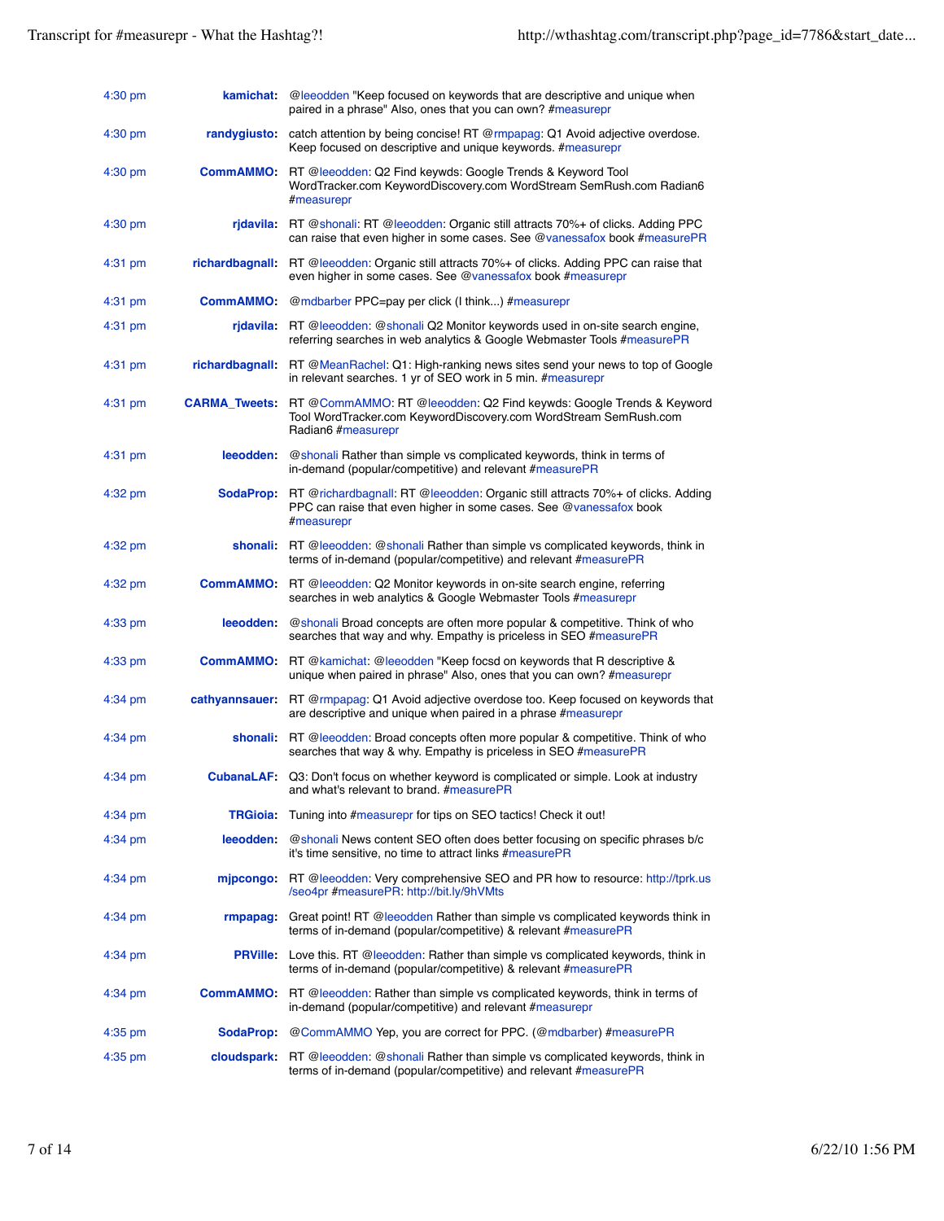| | | |
|---|---|---|
| 4:30 pm | **kamichat:** | @leeodden "Keep focused on keywords that are descriptive and unique when paired in a phrase" Also, ones that you can own? #measurepr |
| 4:30 pm | **randygiusto:** | catch attention by being concise! RT @rmpapag: Q1 Avoid adjective overdose. Keep focused on descriptive and unique keywords. #measurepr |
| 4:30 pm | **CommAMMO:** | RT @leeodden: Q2 Find keywds: Google Trends & Keyword Tool WordTracker.com KeywordDiscovery.com WordStream SemRush.com Radian6 #measurepr |
| 4:30 pm | **rjdavila:** | RT @shonali: RT @leeodden: Organic still attracts 70%+ of clicks. Adding PPC can raise that even higher in some cases. See @vanessafox book #measurePR |
| 4:31 pm | **richardbagnall:** | RT @leeodden: Organic still attracts 70%+ of clicks. Adding PPC can raise that even higher in some cases. See @vanessafox book #measurepr |
| 4:31 pm | **CommAMMO:** | @mdbarber PPC=pay per click (I think...) #measurepr |
| 4:31 pm | **rjdavila:** | RT @leeodden: @shonali Q2 Monitor keywords used in on-site search engine, referring searches in web analytics & Google Webmaster Tools #measurePR |
| 4:31 pm | **richardbagnall:** | RT @MeanRachel: Q1: High-ranking news sites send your news to top of Google in relevant searches. 1 yr of SEO work in 5 min. #measurepr |
| 4:31 pm | **CARMA_Tweets:** | RT @CommAMMO: RT @leeodden: Q2 Find keywds: Google Trends & Keyword Tool WordTracker.com KeywordDiscovery.com WordStream SemRush.com Radian6 #measurepr |
| 4:31 pm | **leeodden:** | @shonali Rather than simple vs complicated keywords, think in terms of in-demand (popular/competitive) and relevant #measurePR |
| 4:32 pm | **SodaProp:** | RT @richardbagnall: RT @leeodden: Organic still attracts 70%+ of clicks. Adding PPC can raise that even higher in some cases. See @vanessafox book #measurepr |
| 4:32 pm | **shonali:** | RT @leeodden: @shonali Rather than simple vs complicated keywords, think in terms of in-demand (popular/competitive) and relevant #measurePR |
| 4:32 pm | **CommAMMO:** | RT @leeodden: Q2 Monitor keywords in on-site search engine, referring searches in web analytics & Google Webmaster Tools #measurepr |
| 4:33 pm | **leeodden:** | @shonali Broad concepts are often more popular & competitive. Think of who searches that way and why. Empathy is priceless in SEO #measurePR |
| 4:33 pm | **CommAMMO:** | RT @kamichat: @leeodden "Keep focsd on keywords that R descriptive & unique when paired in phrase" Also, ones that you can own? #measurepr |
| 4:34 pm | **cathyannsauer:** | RT @rmpapag: Q1 Avoid adjective overdose too. Keep focused on keywords that are descriptive and unique when paired in a phrase #measurepr |
| 4:34 pm | **shonali:** | RT @leeodden: Broad concepts often more popular & competitive. Think of who searches that way & why. Empathy is priceless in SEO #measurePR |
| 4:34 pm | **CubanaLAF:** | Q3: Don't focus on whether keyword is complicated or simple. Look at industry and what's relevant to brand. #measurePR |
| 4:34 pm | **TRGioia:** | Tuning into #measurepr for tips on SEO tactics! Check it out! |
| 4:34 pm | **leeodden:** | @shonali News content SEO often does better focusing on specific phrases b/c it's time sensitive, no time to attract links #measurePR |
| 4:34 pm | **mjpcongo:** | RT @leeodden: Very comprehensive SEO and PR how to resource: http://tprk.us/seo4pr #measurePR: http://bit.ly/9hVMts |
| 4:34 pm | **rmpapag:** | Great point! RT @leeodden Rather than simple vs complicated keywords think in terms of in-demand (popular/competitive) & relevant #measurePR |
| 4:34 pm | **PRVille:** | Love this. RT @leeodden: Rather than simple vs complicated keywords, think in terms of in-demand (popular/competitive) & relevant #measurePR |
| 4:34 pm | **CommAMMO:** | RT @leeodden: Rather than simple vs complicated keywords, think in terms of in-demand (popular/competitive) and relevant #measurepr |
| 4:35 pm | **SodaProp:** | @CommAMMO Yep, you are correct for PPC. (@mdbarber) #measurePR |
| 4:35 pm | **cloudspark:** | RT @leeodden: @shonali Rather than simple vs complicated keywords, think in terms of in-demand (popular/competitive) and relevant #measurePR |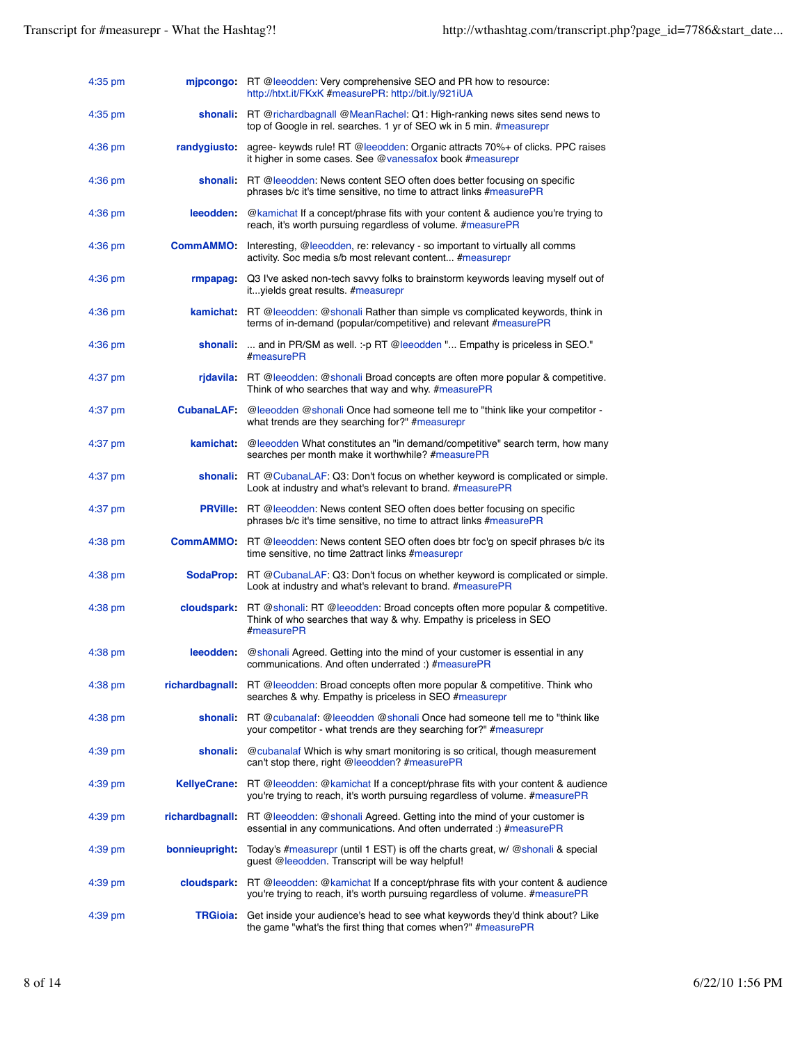| | | |
|---|---|---|
| 4:35 pm | **mjpcongo:** | RT @leeodden: Very comprehensive SEO and PR how to resource: http://htxt.it/FKxK #measurePR: http://bit.ly/921iUA |
| 4:35 pm | **shonali:** | RT @richardbagnall @MeanRachel: Q1: High-ranking news sites send news to top of Google in rel. searches. 1 yr of SEO wk in 5 min. #measurepr |
| 4:36 pm | **randygiusto:** | agree- keywds rule! RT @leeodden: Organic attracts 70%+ of clicks. PPC raises it higher in some cases. See @vanessafox book #measurepr |
| 4:36 pm | **shonali:** | RT @leeodden: News content SEO often does better focusing on specific phrases b/c it's time sensitive, no time to attract links #measurePR |
| 4:36 pm | **leeodden:** | @kamichat If a concept/phrase fits with your content & audience you're trying to reach, it's worth pursuing regardless of volume. #measurePR |
| 4:36 pm | **CommAMMO:** | Interesting, @leeodden, re: relevancy - so important to virtually all comms activity. Soc media s/b most relevant content... #measurepr |
| 4:36 pm | **rmpapag:** | Q3 I've asked non-tech savvy folks to brainstorm keywords leaving myself out of it...yields great results. #measurepr |
| 4:36 pm | **kamichat:** | RT @leeodden: @shonali Rather than simple vs complicated keywords, think in terms of in-demand (popular/competitive) and relevant #measurePR |
| 4:36 pm | **shonali:** | ... and in PR/SM as well. :-p RT @leeodden "... Empathy is priceless in SEO." #measurePR |
| 4:37 pm | **rjdavila:** | RT @leeodden: @shonali Broad concepts are often more popular & competitive. Think of who searches that way and why. #measurePR |
| 4:37 pm | **CubanaLAF:** | @leeodden @shonali Once had someone tell me to "think like your competitor - what trends are they searching for?" #measurepr |
| 4:37 pm | **kamichat:** | @leeodden What constitutes an "in demand/competitive" search term, how many searches per month make it worthwhile? #measurePR |
| 4:37 pm | **shonali:** | RT @CubanaLAF: Q3: Don't focus on whether keyword is complicated or simple. Look at industry and what's relevant to brand. #measurePR |
| 4:37 pm | **PRVille:** | RT @leeodden: News content SEO often does better focusing on specific phrases b/c it's time sensitive, no time to attract links #measurePR |
| 4:38 pm | **CommAMMO:** | RT @leeodden: News content SEO often does btr foc'g on specif phrases b/c its time sensitive, no time 2attract links #measurepr |
| 4:38 pm | **SodaProp:** | RT @CubanaLAF: Q3: Don't focus on whether keyword is complicated or simple. Look at industry and what's relevant to brand. #measurePR |
| 4:38 pm | **cloudspark:** | RT @shonali: RT @leeodden: Broad concepts often more popular & competitive. Think of who searches that way & why. Empathy is priceless in SEO #measurePR |
| 4:38 pm | **leeodden:** | @shonali Agreed. Getting into the mind of your customer is essential in any communications. And often underrated :) #measurePR |
| 4:38 pm | **richardbagnall:** | RT @leeodden: Broad concepts often more popular & competitive. Think who searches & why. Empathy is priceless in SEO #measurepr |
| 4:38 pm | **shonali:** | RT @cubanalaf: @leeodden @shonali Once had someone tell me to "think like your competitor - what trends are they searching for?" #measurepr |
| 4:39 pm | **shonali:** | @cubanalaf Which is why smart monitoring is so critical, though measurement can't stop there, right @leeodden? #measurePR |
| 4:39 pm | **KellyeCrane:** | RT @leeodden: @kamichat If a concept/phrase fits with your content & audience you're trying to reach, it's worth pursuing regardless of volume. #measurePR |
| 4:39 pm | **richardbagnall:** | RT @leeodden: @shonali Agreed. Getting into the mind of your customer is essential in any communications. And often underrated :) #measurePR |
| 4:39 pm | **bonnieupright:** | Today's #measurepr (until 1 EST) is off the charts great, w/ @shonali & special guest @leeodden. Transcript will be way helpful! |
| 4:39 pm | **cloudspark:** | RT @leeodden: @kamichat If a concept/phrase fits with your content & audience you're trying to reach, it's worth pursuing regardless of volume. #measurePR |
| 4:39 pm | **TRGioia:** | Get inside your audience's head to see what keywords they'd think about? Like the game "what's the first thing that comes when?" #measurePR |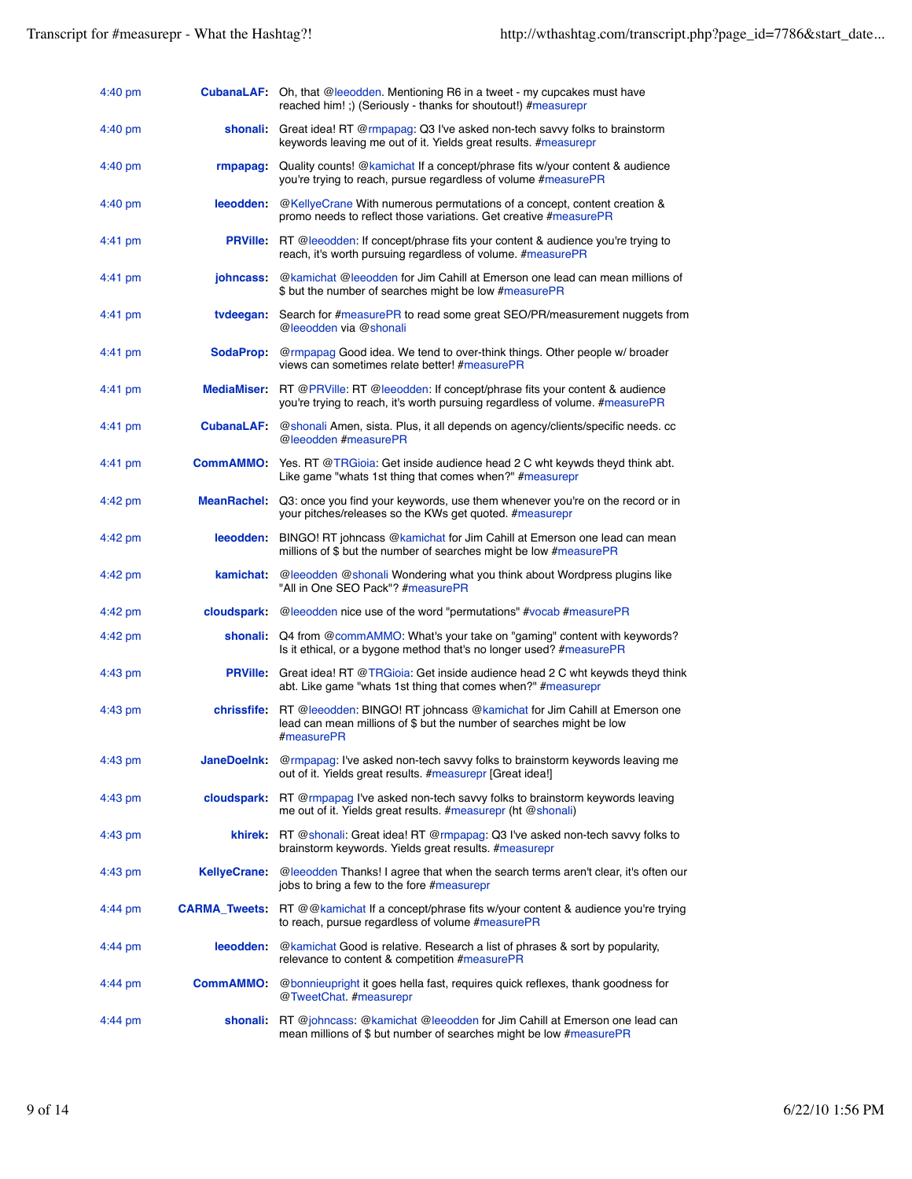| | | |
|---|---|---|
| 4:40 pm | **CubanaLAF:** | Oh, that @leeodden. Mentioning R6 in a tweet - my cupcakes must have reached him! ;) (Seriously - thanks for shoutout!) #measurepr |
| 4:40 pm | **shonali:** | Great idea! RT @rmpapag: Q3 I've asked non-tech savvy folks to brainstorm keywords leaving me out of it. Yields great results. #measurepr |
| 4:40 pm | **rmpapag:** | Quality counts! @kamichat If a concept/phrase fits w/your content & audience you're trying to reach, pursue regardless of volume #measurePR |
| 4:40 pm | **leeodden:** | @KellyeCrane With numerous permutations of a concept, content creation & promo needs to reflect those variations. Get creative #measurePR |
| 4:41 pm | **PRVille:** | RT @leeodden: If concept/phrase fits your content & audience you're trying to reach, it's worth pursuing regardless of volume. #measurePR |
| 4:41 pm | **johncass:** | @kamichat @leeodden for Jim Cahill at Emerson one lead can mean millions of $ but the number of searches might be low #measurePR |
| 4:41 pm | **tvdeegan:** | Search for #measurePR to read some great SEO/PR/measurement nuggets from @leeodden via @shonali |
| 4:41 pm | **SodaProp:** | @rmpapag Good idea. We tend to over-think things. Other people w/ broader views can sometimes relate better! #measurePR |
| 4:41 pm | **MediaMiser:** | RT @PRVille: RT @leeodden: If concept/phrase fits your content & audience you're trying to reach, it's worth pursuing regardless of volume. #measurePR |
| 4:41 pm | **CubanaLAF:** | @shonali Amen, sista. Plus, it all depends on agency/clients/specific needs. cc @leeodden #measurePR |
| 4:41 pm | **CommAMMO:** | Yes. RT @TRGioia: Get inside audience head 2 C wht keywds theyd think abt. Like game "whats 1st thing that comes when?" #measurepr |
| 4:42 pm | **MeanRachel:** | Q3: once you find your keywords, use them whenever you're on the record or in your pitches/releases so the KWs get quoted. #measurepr |
| 4:42 pm | **leeodden:** | BINGO! RT johncass @kamichat for Jim Cahill at Emerson one lead can mean millions of $ but the number of searches might be low #measurePR |
| 4:42 pm | **kamichat:** | @leeodden @shonali Wondering what you think about Wordpress plugins like "All in One SEO Pack"? #measurePR |
| 4:42 pm | **cloudspark:** | @leeodden nice use of the word "permutations" #vocab #measurePR |
| 4:42 pm | **shonali:** | Q4 from @commAMMO: What's your take on "gaming" content with keywords? Is it ethical, or a bygone method that's no longer used? #measurePR |
| 4:43 pm | **PRVille:** | Great idea! RT @TRGioia: Get inside audience head 2 C wht keywds theyd think abt. Like game "whats 1st thing that comes when?" #measurepr |
| 4:43 pm | **chrissfife:** | RT @leeodden: BINGO! RT johncass @kamichat for Jim Cahill at Emerson one lead can mean millions of $ but the number of searches might be low #measurePR |
| 4:43 pm | **JaneDoeInk:** | @rmpapag: I've asked non-tech savvy folks to brainstorm keywords leaving me out of it. Yields great results. #measurepr [Great idea!] |
| 4:43 pm | **cloudspark:** | RT @rmpapag I've asked non-tech savvy folks to brainstorm keywords leaving me out of it. Yields great results. #measurepr (ht @shonali) |
| 4:43 pm | **khirek:** | RT @shonali: Great idea! RT @rmpapag: Q3 I've asked non-tech savvy folks to brainstorm keywords. Yields great results. #measurepr |
| 4:43 pm | **KellyeCrane:** | @leeodden Thanks! I agree that when the search terms aren't clear, it's often our jobs to bring a few to the fore #measurepr |
| 4:44 pm | **CARMA_Tweets:** | RT @@kamichat If a concept/phrase fits w/your content & audience you're trying to reach, pursue regardless of volume #measurePR |
| 4:44 pm | **leeodden:** | @kamichat Good is relative. Research a list of phrases & sort by popularity, relevance to content & competition #measurePR |
| 4:44 pm | **CommAMMO:** | @bonnieupright it goes hella fast, requires quick reflexes, thank goodness for @TweetChat. #measurepr |
| 4:44 pm | **shonali:** | RT @johncass: @kamichat @leeodden for Jim Cahill at Emerson one lead can mean millions of $ but number of searches might be low #measurePR |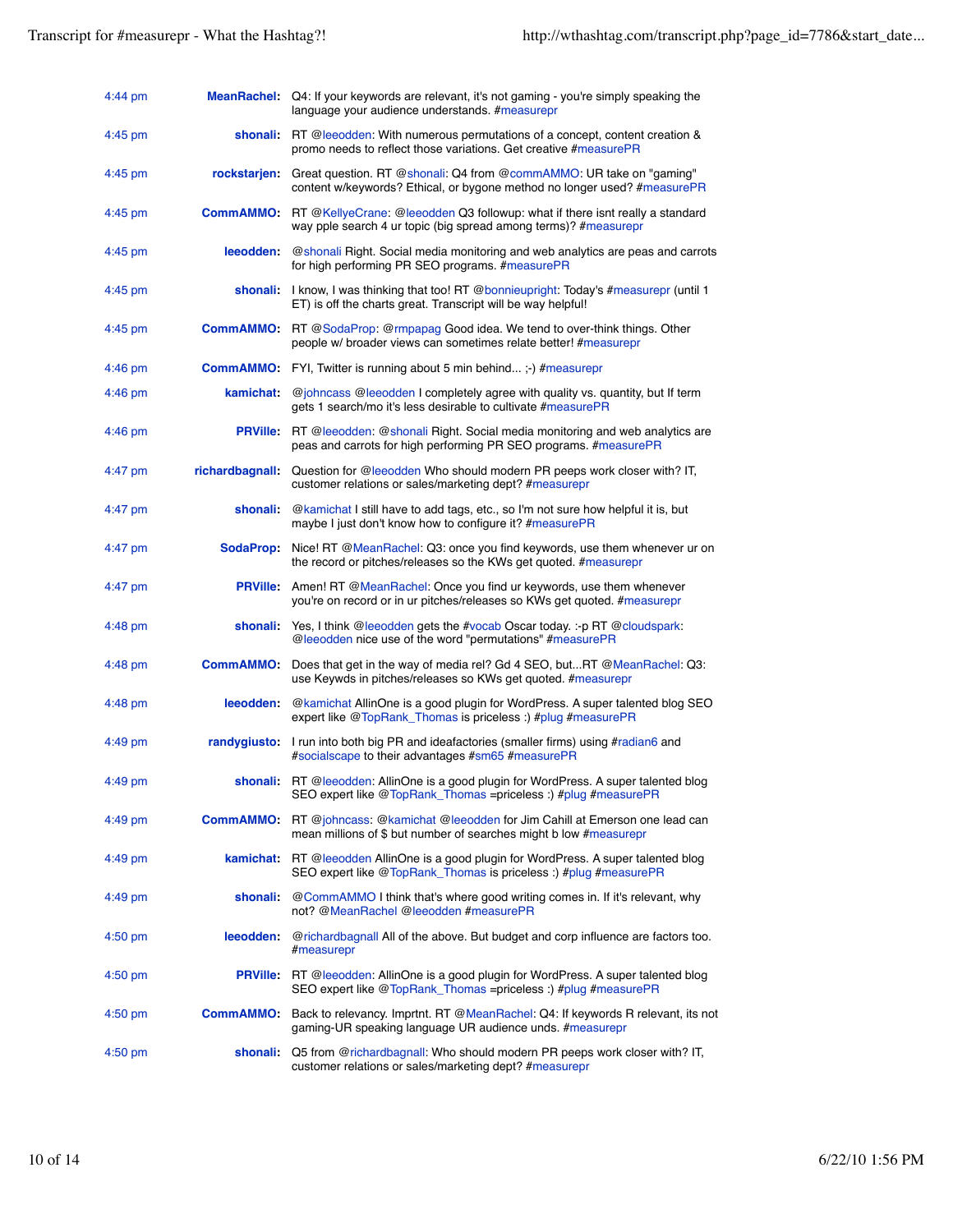| | | |
|---|---|---|
| 4:44 pm | **MeanRachel:** | Q4: If your keywords are relevant, it's not gaming - you're simply speaking the language your audience understands. #measurepr |
| 4:45 pm | **shonali:** | RT @leeodden: With numerous permutations of a concept, content creation & promo needs to reflect those variations. Get creative #measurePR |
| 4:45 pm | **rockstarjen:** | Great question. RT @shonali: Q4 from @commAMMO: UR take on "gaming" content w/keywords? Ethical, or bygone method no longer used? #measurePR |
| 4:45 pm | **CommAMMO:** | RT @KellyeCrane: @leeodden Q3 followup: what if there isnt really a standard way pple search 4 ur topic (big spread among terms)? #measurepr |
| 4:45 pm | **leeodden:** | @shonali Right. Social media monitoring and web analytics are peas and carrots for high performing PR SEO programs. #measurePR |
| 4:45 pm | **shonali:** | I know, I was thinking that too! RT @bonnieupright: Today's #measurepr (until 1 ET) is off the charts great. Transcript will be way helpful! |
| 4:45 pm | **CommAMMO:** | RT @SodaProp: @rmpapag Good idea. We tend to over-think things. Other people w/ broader views can sometimes relate better! #measurepr |
| 4:46 pm | **CommAMMO:** | FYI, Twitter is running about 5 min behind... ;-) #measurepr |
| 4:46 pm | **kamichat:** | @johncass @leeodden I completely agree with quality vs. quantity, but If term gets 1 search/mo it's less desirable to cultivate #measurePR |
| 4:46 pm | **PRVille:** | RT @leeodden: @shonali Right. Social media monitoring and web analytics are peas and carrots for high performing PR SEO programs. #measurePR |
| 4:47 pm | **richardbagnall:** | Question for @leeodden Who should modern PR peeps work closer with? IT, customer relations or sales/marketing dept? #measurepr |
| 4:47 pm | **shonali:** | @kamichat I still have to add tags, etc., so I'm not sure how helpful it is, but maybe I just don't know how to configure it? #measurePR |
| 4:47 pm | **SodaProp:** | Nice! RT @MeanRachel: Q3: once you find keywords, use them whenever ur on the record or pitches/releases so the KWs get quoted. #measurepr |
| 4:47 pm | **PRVille:** | Amen! RT @MeanRachel: Once you find ur keywords, use them whenever you're on record or in ur pitches/releases so KWs get quoted. #measurepr |
| 4:48 pm | **shonali:** | Yes, I think @leeodden gets the #vocab Oscar today. :-p RT @cloudspark: @leeodden nice use of the word "permutations" #measurePR |
| 4:48 pm | **CommAMMO:** | Does that get in the way of media rel? Gd 4 SEO, but...RT @MeanRachel: Q3: use Keywds in pitches/releases so KWs get quoted. #measurepr |
| 4:48 pm | **leeodden:** | @kamichat AllinOne is a good plugin for WordPress. A super talented blog SEO expert like @TopRank_Thomas is priceless :) #plug #measurePR |
| 4:49 pm | **randygiusto:** | I run into both big PR and ideafactories (smaller firms) using #radian6 and #socialscape to their advantages #sm65 #measurePR |
| 4:49 pm | **shonali:** | RT @leeodden: AllinOne is a good plugin for WordPress. A super talented blog SEO expert like @TopRank_Thomas =priceless :) #plug #measurePR |
| 4:49 pm | **CommAMMO:** | RT @johncass: @kamichat @leeodden for Jim Cahill at Emerson one lead can mean millions of $ but number of searches might b low #measurepr |
| 4:49 pm | **kamichat:** | RT @leeodden AllinOne is a good plugin for WordPress. A super talented blog SEO expert like @TopRank_Thomas is priceless :) #plug #measurePR |
| 4:49 pm | **shonali:** | @CommAMMO I think that's where good writing comes in. If it's relevant, why not? @MeanRachel @leeodden #measurePR |
| 4:50 pm | **leeodden:** | @richardbagnall All of the above. But budget and corp influence are factors too. #measurepr |
| 4:50 pm | **PRVille:** | RT @leeodden: AllinOne is a good plugin for WordPress. A super talented blog SEO expert like @TopRank_Thomas =priceless :) #plug #measurePR |
| 4:50 pm | **CommAMMO:** | Back to relevancy. Imprtnt. RT @MeanRachel: Q4: If keywords R relevant, its not gaming-UR speaking language UR audience unds. #measurepr |
| 4:50 pm | **shonali:** | Q5 from @richardbagnall: Who should modern PR peeps work closer with? IT, customer relations or sales/marketing dept? #measurepr |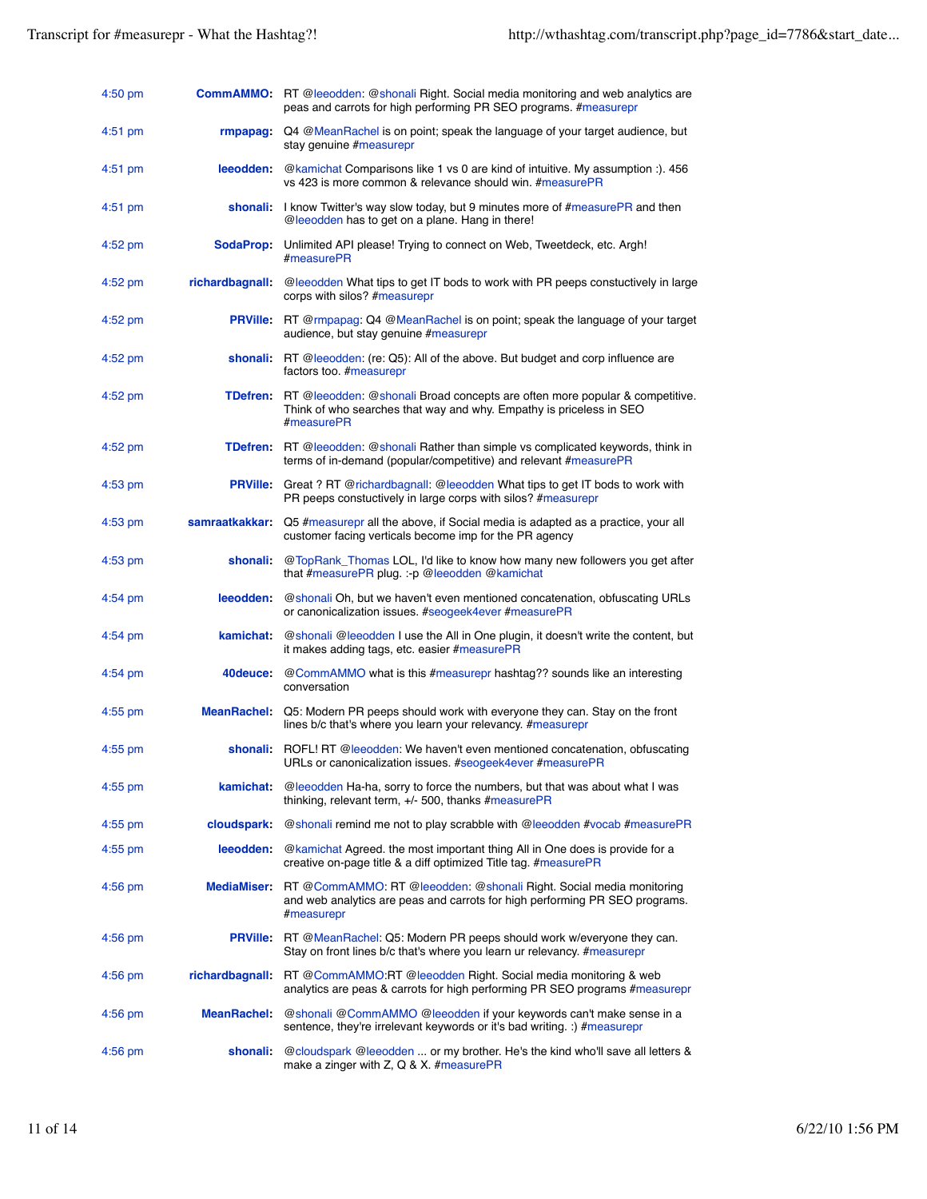| | | |
|---|---|---|
| 4:50 pm | **CommAMMO:** | RT @leeodden: @shonali Right. Social media monitoring and web analytics are peas and carrots for high performing PR SEO programs. #measurepr |
| 4:51 pm | **rmpapag:** | Q4 @MeanRachel is on point; speak the language of your target audience, but stay genuine #measurepr |
| 4:51 pm | **leeodden:** | @kamichat Comparisons like 1 vs 0 are kind of intuitive. My assumption :). 456 vs 423 is more common & relevance should win. #measurePR |
| 4:51 pm | **shonali:** | I know Twitter's way slow today, but 9 minutes more of #measurePR and then @leeodden has to get on a plane. Hang in there! |
| 4:52 pm | **SodaProp:** | Unlimited API please! Trying to connect on Web, Tweetdeck, etc. Argh! #measurePR |
| 4:52 pm | **richardbagnall:** | @leeodden What tips to get IT bods to work with PR peeps constuctively in large corps with silos? #measurepr |
| 4:52 pm | **PRVille:** | RT @rmpapag: Q4 @MeanRachel is on point; speak the language of your target audience, but stay genuine #measurepr |
| 4:52 pm | **shonali:** | RT @leeodden: (re: Q5): All of the above. But budget and corp influence are factors too. #measurepr |
| 4:52 pm | **TDefren:** | RT @leeodden: @shonali Broad concepts are often more popular & competitive. Think of who searches that way and why. Empathy is priceless in SEO #measurePR |
| 4:52 pm | **TDefren:** | RT @leeodden: @shonali Rather than simple vs complicated keywords, think in terms of in-demand (popular/competitive) and relevant #measurePR |
| 4:53 pm | **PRVille:** | Great ? RT @richardbagnall: @leeodden What tips to get IT bods to work with PR peeps constuctively in large corps with silos? #measurepr |
| 4:53 pm | **samraatkakkar:** | Q5 #measurepr all the above, if Social media is adapted as a practice, your all customer facing verticals become imp for the PR agency |
| 4:53 pm | **shonali:** | @TopRank_Thomas LOL, I'd like to know how many new followers you get after that #measurePR plug. :-p @leeodden @kamichat |
| 4:54 pm | **leeodden:** | @shonali Oh, but we haven't even mentioned concatenation, obfuscating URLs or canonicalization issues. #seogeek4ever #measurePR |
| 4:54 pm | **kamichat:** | @shonali @leeodden I use the All in One plugin, it doesn't write the content, but it makes adding tags, etc. easier #measurePR |
| 4:54 pm | **40deuce:** | @CommAMMO what is this #measurepr hashtag?? sounds like an interesting conversation |
| 4:55 pm | **MeanRachel:** | Q5: Modern PR peeps should work with everyone they can. Stay on the front lines b/c that's where you learn your relevancy. #measurepr |
| 4:55 pm | **shonali:** | ROFL! RT @leeodden: We haven't even mentioned concatenation, obfuscating URLs or canonicalization issues. #seogeek4ever #measurePR |
| 4:55 pm | **kamichat:** | @leeodden Ha-ha, sorry to force the numbers, but that was about what I was thinking, relevant term, +/- 500, thanks #measurePR |
| 4:55 pm | **cloudspark:** | @shonali remind me not to play scrabble with @leeodden #vocab #measurePR |
| 4:55 pm | **leeodden:** | @kamichat Agreed. the most important thing All in One does is provide for a creative on-page title & a diff optimized Title tag. #measurePR |
| 4:56 pm | **MediaMiser:** | RT @CommAMMO: RT @leeodden: @shonali Right. Social media monitoring and web analytics are peas and carrots for high performing PR SEO programs. #measurepr |
| 4:56 pm | **PRVille:** | RT @MeanRachel: Q5: Modern PR peeps should work w/everyone they can. Stay on front lines b/c that's where you learn ur relevancy. #measurepr |
| 4:56 pm | **richardbagnall:** | RT @CommAMMO:RT @leeodden Right. Social media monitoring & web analytics are peas & carrots for high performing PR SEO programs #measurepr |
| 4:56 pm | **MeanRachel:** | @shonali @CommAMMO @leeodden if your keywords can't make sense in a sentence, they're irrelevant keywords or it's bad writing. :) #measurepr |
| 4:56 pm | **shonali:** | @cloudspark @leeodden ... or my brother. He's the kind who'll save all letters & make a zinger with Z, Q & X. #measurePR |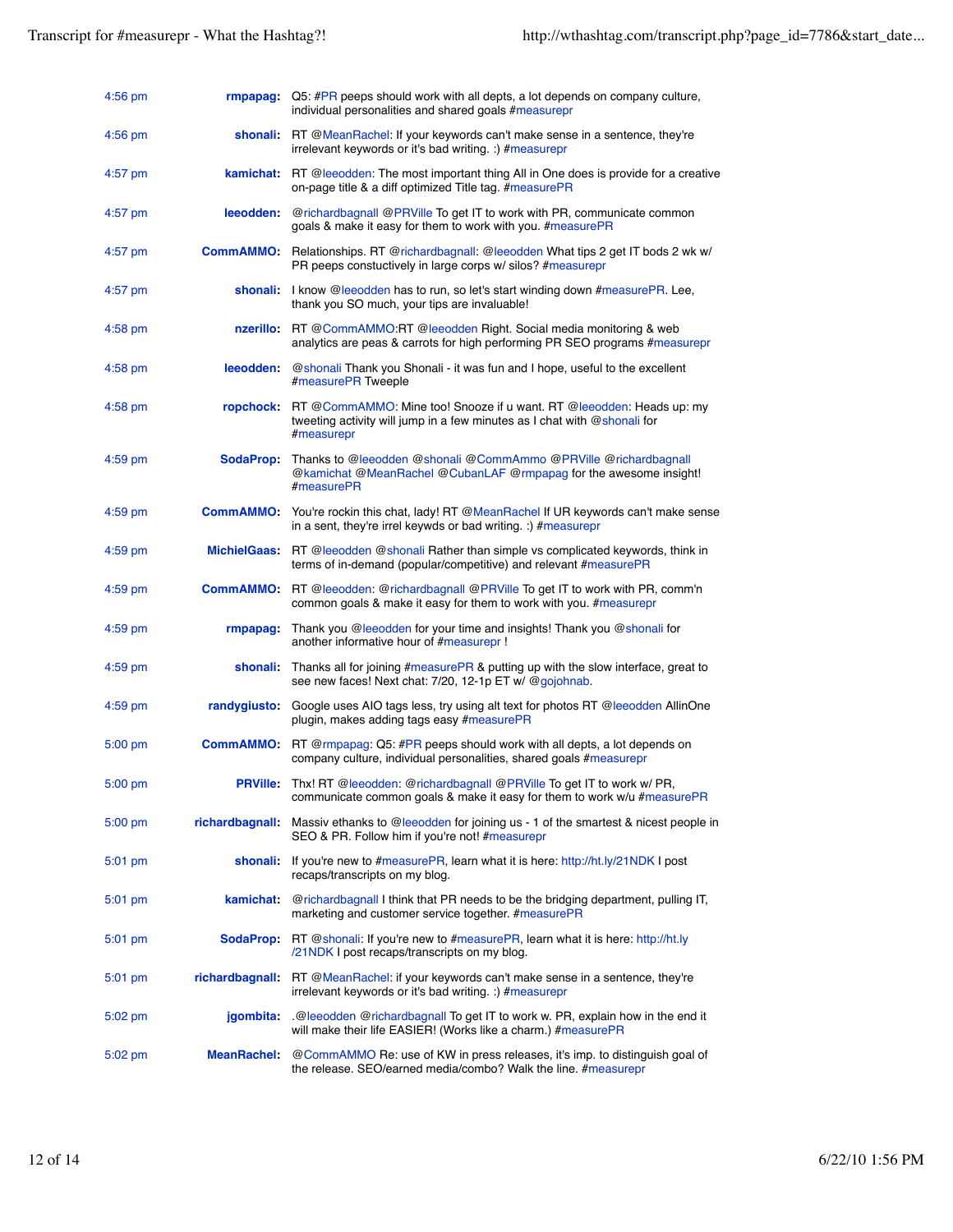| Time | User | Tweet |
| --- | --- | --- |
| 4:56 pm | **rmpapag:** | Q5: #PR peeps should work with all depts, a lot depends on company culture, individual personalities and shared goals #measurepr |
| 4:56 pm | **shonali:** | RT @MeanRachel: If your keywords can't make sense in a sentence, they're irrelevant keywords or it's bad writing. :) #measurepr |
| 4:57 pm | **kamichat:** | RT @leeodden: The most important thing All in One does is provide for a creative on-page title & a diff optimized Title tag. #measurePR |
| 4:57 pm | **leeodden:** | @richardbagnall @PRVille To get IT to work with PR, communicate common goals & make it easy for them to work with you. #measurePR |
| 4:57 pm | **CommAMMO:** | Relationships. RT @richardbagnall: @leeodden What tips 2 get IT bods 2 wk w/ PR peeps constuctively in large corps w/ silos? #measurepr |
| 4:57 pm | **shonali:** | I know @leeodden has to run, so let's start winding down #measurePR. Lee, thank you SO much, your tips are invaluable! |
| 4:58 pm | **nzerillo:** | RT @CommAMMO:RT @leeodden Right. Social media monitoring & web analytics are peas & carrots for high performing PR SEO programs #measurepr |
| 4:58 pm | **leeodden:** | @shonali Thank you Shonali - it was fun and I hope, useful to the excellent #measurePR Tweeple |
| 4:58 pm | **ropchock:** | RT @CommAMMO: Mine too! Snooze if u want. RT @leeodden: Heads up: my tweeting activity will jump in a few minutes as I chat with @shonali for #measurepr |
| 4:59 pm | **SodaProp:** | Thanks to @leeodden @shonali @CommAmmo @PRVille @richardbagnall @kamichat @MeanRachel @CubanLAF @rmpapag for the awesome insight! #measurePR |
| 4:59 pm | **CommAMMO:** | You're rockin this chat, lady! RT @MeanRachel If UR keywords can't make sense in a sent, they're irrel keywds or bad writing. :) #measurepr |
| 4:59 pm | **MichielGaas:** | RT @leeodden @shonali Rather than simple vs complicated keywords, think in terms of in-demand (popular/competitive) and relevant #measurePR |
| 4:59 pm | **CommAMMO:** | RT @leeodden: @richardbagnall @PRVille To get IT to work with PR, comm'n common goals & make it easy for them to work with you. #measurepr |
| 4:59 pm | **rmpapag:** | Thank you @leeodden for your time and insights! Thank you @shonali for another informative hour of #measurepr ! |
| 4:59 pm | **shonali:** | Thanks all for joining #measurePR & putting up with the slow interface, great to see new faces! Next chat: 7/20, 12-1p ET w/ @gojohnab. |
| 4:59 pm | **randygiusto:** | Google uses AIO tags less, try using alt text for photos RT @leeodden AllinOne plugin, makes adding tags easy #measurePR |
| 5:00 pm | **CommAMMO:** | RT @rmpapag: Q5: #PR peeps should work with all depts, a lot depends on company culture, individual personalities, shared goals #measurepr |
| 5:00 pm | **PRVille:** | Thx! RT @leeodden: @richardbagnall @PRVille To get IT to work w/ PR, communicate common goals & make it easy for them to work w/u #measurePR |
| 5:00 pm | **richardbagnall:** | Massiv ethanks to @leeodden for joining us - 1 of the smartest & nicest people in SEO & PR. Follow him if you're not! #measurepr |
| 5:01 pm | **shonali:** | If you're new to #measurePR, learn what it is here: http://ht.ly/21NDK I post recaps/transcripts on my blog. |
| 5:01 pm | **kamichat:** | @richardbagnall I think that PR needs to be the bridging department, pulling IT, marketing and customer service together. #measurePR |
| 5:01 pm | **SodaProp:** | RT @shonali: If you're new to #measurePR, learn what it is here: http://ht.ly/21NDK I post recaps/transcripts on my blog. |
| 5:01 pm | **richardbagnall:** | RT @MeanRachel: if your keywords can't make sense in a sentence, they're irrelevant keywords or it's bad writing. :) #measurepr |
| 5:02 pm | **jgombita:** | .@leeodden @richardbagnall To get IT to work w. PR, explain how in the end it will make their life EASIER! (Works like a charm.) #measurePR |
| 5:02 pm | **MeanRachel:** | @CommAMMO Re: use of KW in press releases, it's imp. to distinguish goal of the release. SEO/earned media/combo? Walk the line. #measurepr |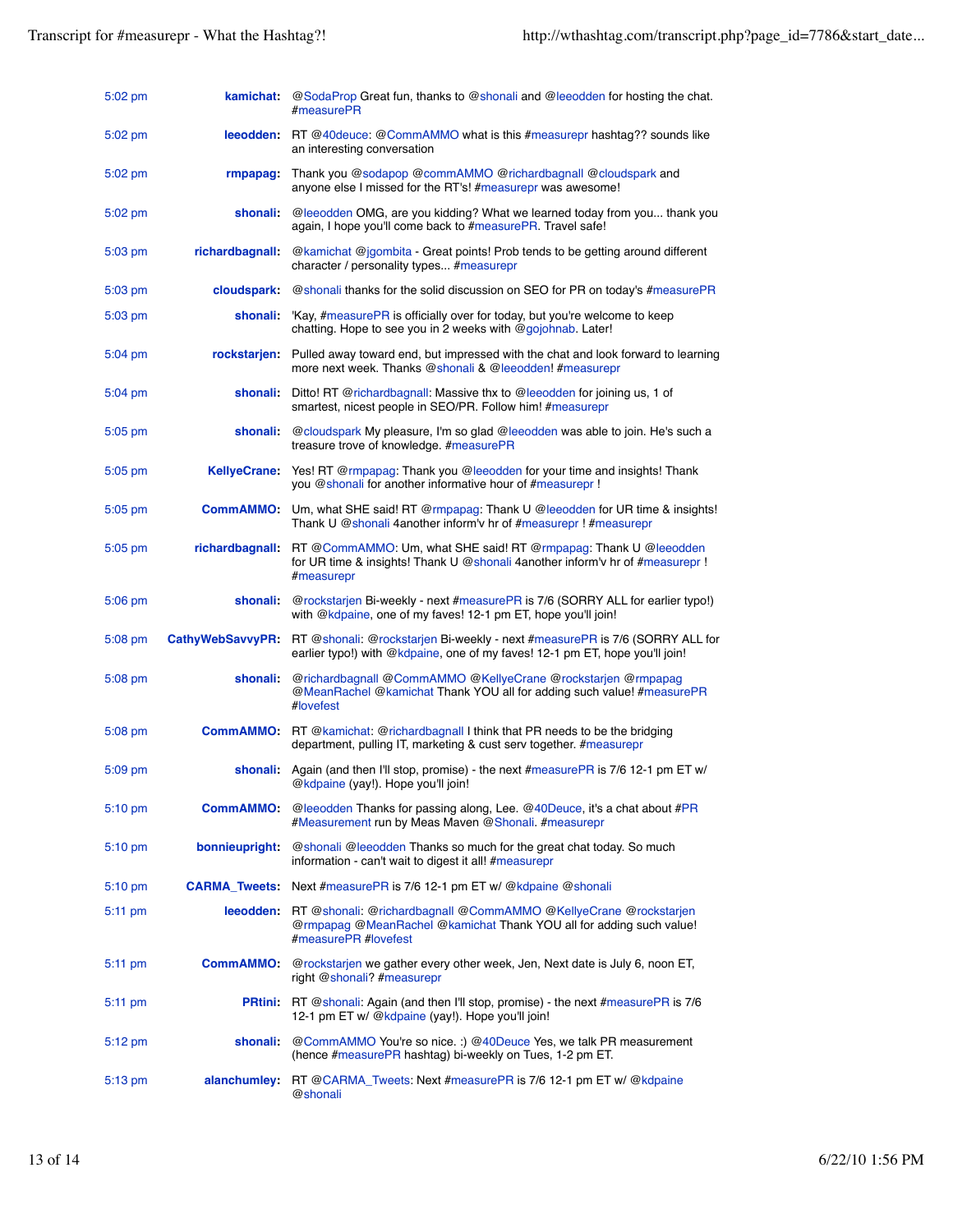| | | |
|---|---|---|
| 5:02 pm | kamichat: | @SodaProp Great fun, thanks to @shonali and @leeodden for hosting the chat. #measurePR |
| 5:02 pm | leeodden: | RT @40deuce: @CommAMMO what is this #measurepr hashtag?? sounds like an interesting conversation |
| 5:02 pm | rmpapag: | Thank you @sodapop @commAMMO @richardbagnall @cloudspark and anyone else I missed for the RT's! #measurepr was awesome! |
| 5:02 pm | shonali: | @leeodden OMG, are you kidding? What we learned today from you... thank you again, I hope you'll come back to #measurePR. Travel safe! |
| 5:03 pm | richardbagnall: | @kamichat @jgombita - Great points! Prob tends to be getting around different character / personality types... #measurepr |
| 5:03 pm | cloudspark: | @shonali thanks for the solid discussion on SEO for PR on today's #measurePR |
| 5:03 pm | shonali: | 'Kay, #measurePR is officially over for today, but you're welcome to keep chatting. Hope to see you in 2 weeks with @gojohnab. Later! |
| 5:04 pm | rockstarjen: | Pulled away toward end, but impressed with the chat and look forward to learning more next week. Thanks @shonali & @leeodden! #measurepr |
| 5:04 pm | shonali: | Ditto! RT @richardbagnall: Massive thx to @leeodden for joining us, 1 of smartest, nicest people in SEO/PR. Follow him! #measurepr |
| 5:05 pm | shonali: | @cloudspark My pleasure, I'm so glad @leeodden was able to join. He's such a treasure trove of knowledge. #measurePR |
| 5:05 pm | KellyeCrane: | Yes! RT @rmpapag: Thank you @leeodden for your time and insights! Thank you @shonali for another informative hour of #measurepr ! |
| 5:05 pm | CommAMMO: | Um, what SHE said! RT @rmpapag: Thank U @leeodden for UR time & insights! Thank U @shonali 4another inform'v hr of #measurepr ! #measurepr |
| 5:05 pm | richardbagnall: | RT @CommAMMO: Um, what SHE said! RT @rmpapag: Thank U @leeodden for UR time & insights! Thank U @shonali 4another inform'v hr of #measurepr ! #measurepr |
| 5:06 pm | shonali: | @rockstarjen Bi-weekly - next #measurePR is 7/6 (SORRY ALL for earlier typo!) with @kdpaine, one of my faves! 12-1 pm ET, hope you'll join! |
| 5:08 pm | CathyWebSavvyPR: | RT @shonali: @rockstarjen Bi-weekly - next #measurePR is 7/6 (SORRY ALL for earlier typo!) with @kdpaine, one of my faves! 12-1 pm ET, hope you'll join! |
| 5:08 pm | shonali: | @richardbagnall @CommAMMO @KellyeCrane @rockstarjen @rmpapag @MeanRachel @kamichat Thank YOU all for adding such value! #measurePR #lovefest |
| 5:08 pm | CommAMMO: | RT @kamichat: @richardbagnall I think that PR needs to be the bridging department, pulling IT, marketing & cust serv together. #measurepr |
| 5:09 pm | shonali: | Again (and then I'll stop, promise) - the next #measurePR is 7/6 12-1 pm ET w/ @kdpaine (yay!). Hope you'll join! |
| 5:10 pm | CommAMMO: | @leeodden Thanks for passing along, Lee. @40Deuce, it's a chat about #PR #Measurement run by Meas Maven @Shonali. #measurepr |
| 5:10 pm | bonnieupright: | @shonali @leeodden Thanks so much for the great chat today. So much information - can't wait to digest it all! #measurepr |
| 5:10 pm | CARMA_Tweets: | Next #measurePR is 7/6 12-1 pm ET w/ @kdpaine @shonali |
| 5:11 pm | leeodden: | RT @shonali: @richardbagnall @CommAMMO @KellyeCrane @rockstarjen @rmpapag @MeanRachel @kamichat Thank YOU all for adding such value! #measurePR #lovefest |
| 5:11 pm | CommAMMO: | @rockstarjen we gather every other week, Jen, Next date is July 6, noon ET, right @shonali? #measurepr |
| 5:11 pm | PRtini: | RT @shonali: Again (and then I'll stop, promise) - the next #measurePR is 7/6 12-1 pm ET w/ @kdpaine (yay!). Hope you'll join! |
| 5:12 pm | shonali: | @CommAMMO You're so nice. :) @40Deuce Yes, we talk PR measurement (hence #measurePR hashtag) bi-weekly on Tues, 1-2 pm ET. |
| 5:13 pm | alanchumley: | RT @CARMA_Tweets: Next #measurePR is 7/6 12-1 pm ET w/ @kdpaine @shonali |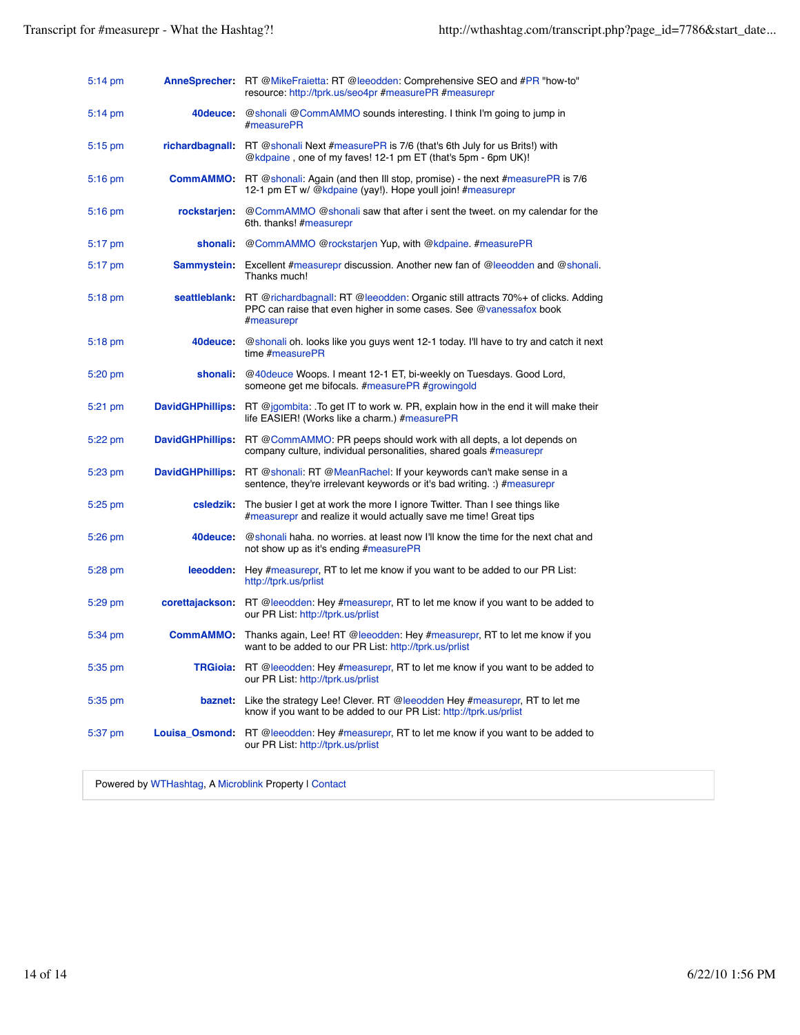| | | |
|---|---|---|
| 5:14 pm | **AnneSprecher:** | RT @MikeFraietta: RT @leeodden: Comprehensive SEO and #PR "how-to" resource: http://tprk.us/seo4pr #measurePR #measurepr |
| 5:14 pm | **40deuce:** | @shonali @CommAMMO sounds interesting. I think I'm going to jump in #measurePR |
| 5:15 pm | **richardbagnall:** | RT @shonali Next #measurePR is 7/6 (that's 6th July for us Brits!) with @kdpaine , one of my faves! 12-1 pm ET (that's 5pm - 6pm UK)! |
| 5:16 pm | **CommAMMO:** | RT @shonali: Again (and then Ill stop, promise) - the next #measurePR is 7/6 12-1 pm ET w/ @kdpaine (yay!). Hope youll join! #measurepr |
| 5:16 pm | **rockstarjen:** | @CommAMMO @shonali saw that after i sent the tweet. on my calendar for the 6th. thanks! #measurepr |
| 5:17 pm | **shonali:** | @CommAMMO @rockstarjen Yup, with @kdpaine. #measurePR |
| 5:17 pm | **Sammystein:** | Excellent #measurepr discussion. Another new fan of @leeodden and @shonali. Thanks much! |
| 5:18 pm | **seattleblank:** | RT @richardbagnall: RT @leeodden: Organic still attracts 70%+ of clicks. Adding PPC can raise that even higher in some cases. See @vanessafox book #measurepr |
| 5:18 pm | **40deuce:** | @shonali oh. looks like you guys went 12-1 today. I'll have to try and catch it next time #measurePR |
| 5:20 pm | **shonali:** | @40deuce Woops. I meant 12-1 ET, bi-weekly on Tuesdays. Good Lord, someone get me bifocals. #measurePR #growingold |
| 5:21 pm | **DavidGHPhillips:** | RT @jgombita: .To get IT to work w. PR, explain how in the end it will make their life EASIER! (Works like a charm.) #measurePR |
| 5:22 pm | **DavidGHPhillips:** | RT @CommAMMO: PR peeps should work with all depts, a lot depends on company culture, individual personalities, shared goals #measurepr |
| 5:23 pm | **DavidGHPhillips:** | RT @shonali: RT @MeanRachel: If your keywords can't make sense in a sentence, they're irrelevant keywords or it's bad writing. :) #measurepr |
| 5:25 pm | **csledzik:** | The busier I get at work the more I ignore Twitter. Than I see things like #measurepr and realize it would actually save me time! Great tips |
| 5:26 pm | **40deuce:** | @shonali haha. no worries. at least now I'll know the time for the next chat and not show up as it's ending #measurePR |
| 5:28 pm | **leeodden:** | Hey #measurepr, RT to let me know if you want to be added to our PR List: http://tprk.us/prlist |
| 5:29 pm | **corettajackson:** | RT @leeodden: Hey #measurepr, RT to let me know if you want to be added to our PR List: http://tprk.us/prlist |
| 5:34 pm | **CommAMMO:** | Thanks again, Lee! RT @leeodden: Hey #measurepr, RT to let me know if you want to be added to our PR List: http://tprk.us/prlist |
| 5:35 pm | **TRGioia:** | RT @leeodden: Hey #measurepr, RT to let me know if you want to be added to our PR List: http://tprk.us/prlist |
| 5:35 pm | **baznet:** | Like the strategy Lee! Clever. RT @leeodden Hey #measurepr, RT to let me know if you want to be added to our PR List: http://tprk.us/prlist |
| 5:37 pm | **Louisa_Osmond:** | RT @leeodden: Hey #measurepr, RT to let me know if you want to be added to our PR List: http://tprk.us/prlist |

Powered by WTHashtag, A Microblink Property | Contact